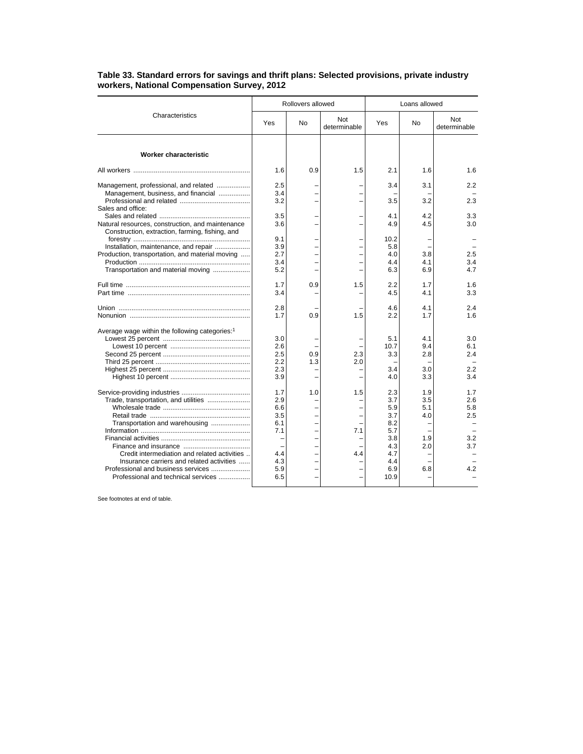**Table 33. Standard errors for savings and thrift plans: Selected provisions, private industry workers, National Compensation Survey, 2012**

| Characteristics | Rollovers allowed | | | Loans allowed | | |
|---|---|---|---|---|---|---|
| | Yes | No | Not determinable | Yes | No | Not determinable |
| **Worker characteristic** | | | | | | |
| All workers | 1.6 | 0.9 | 1.5 | 2.1 | 1.6 | 1.6 |
| Management, professional, and related | 2.5 | – | – | 3.4 | 3.1 | 2.2 |
| Management, business, and financial | 3.4 | – | – | – | – | – |
| Professional and related | 3.2 | – | – | 3.5 | 3.2 | 2.3 |
| Sales and office: | | | | | | |
| Sales and related | 3.5 | – | – | 4.1 | 4.2 | 3.3 |
| Natural resources, construction, and maintenance | 3.6 | – | – | 4.9 | 4.5 | 3.0 |
| Construction, extraction, farming, fishing, and forestry | 9.1 | – | – | 10.2 | – | – |
| Installation, maintenance, and repair | 3.9 | – | – | 5.8 | – | – |
| Production, transportation, and material moving | 2.7 | – | – | 4.0 | 3.8 | 2.5 |
| Production | 3.4 | – | – | 4.4 | 4.1 | 3.4 |
| Transportation and material moving | 5.2 | – | – | 6.3 | 6.9 | 4.7 |
| Full time | 1.7 | 0.9 | 1.5 | 2.2 | 1.7 | 1.6 |
| Part time | 3.4 | – | – | 4.5 | 4.1 | 3.3 |
| Union | 2.8 | – | – | 4.6 | 4.1 | 2.4 |
| Nonunion | 1.7 | 0.9 | 1.5 | 2.2 | 1.7 | 1.6 |
| Average wage within the following categories:[1] | | | | | | |
| Lowest 25 percent | 3.0 | – | – | 5.1 | 4.1 | 3.0 |
| Lowest 10 percent | 2.6 | – | – | 10.7 | 9.4 | 6.1 |
| Second 25 percent | 2.5 | 0.9 | 2.3 | 3.3 | 2.8 | 2.4 |
| Third 25 percent | 2.2 | 1.3 | 2.0 | – | – | – |
| Highest 25 percent | 2.3 | – | – | 3.4 | 3.0 | 2.2 |
| Highest 10 percent | 3.9 | – | – | 4.0 | 3.3 | 3.4 |
| Service-providing industries | 1.7 | 1.0 | 1.5 | 2.3 | 1.9 | 1.7 |
| Trade, transportation, and utilities | 2.9 | – | – | 3.7 | 3.5 | 2.6 |
| Wholesale trade | 6.6 | – | – | 5.9 | 5.1 | 5.8 |
| Retail trade | 3.5 | – | – | 3.7 | 4.0 | 2.5 |
| Transportation and warehousing | 6.1 | – | – | 8.2 | – | – |
| Information | 7.1 | – | 7.1 | 5.7 | – | – |
| Financial activities | – | – | – | 3.8 | 1.9 | 3.2 |
| Finance and insurance | – | – | – | 4.3 | 2.0 | 3.7 |
| Credit intermediation and related activities | 4.4 | – | 4.4 | 4.7 | – | – |
| Insurance carriers and related activities | 4.3 | – | – | 4.4 | – | – |
| Professional and business services | 5.9 | – | – | 6.9 | 6.8 | 4.2 |
| Professional and technical services | 6.5 | – | – | 10.9 | – | – |

See footnotes at end of table.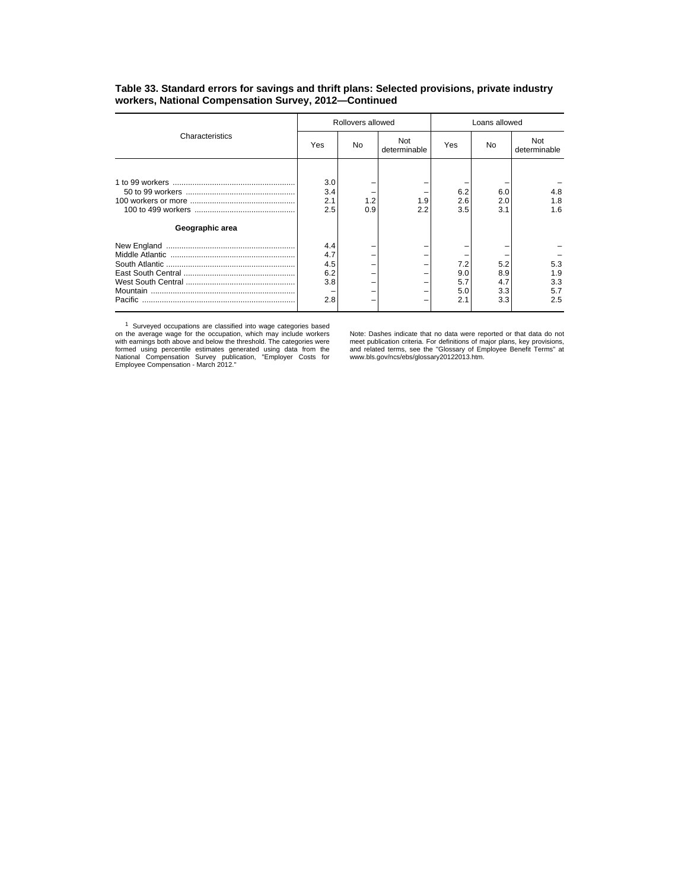**Table 33. Standard errors for savings and thrift plans: Selected provisions, private industry workers, National Compensation Survey, 2012—Continued**

| Characteristics | Rollovers allowed | | | Loans allowed | | |
|---|---|---|---|---|---|---|
| | Yes | No | Not determinable | Yes | No | Not determinable |
| 1 to 99 workers | 3.0 | – | – | – | – | – |
| 50 to 99 workers | 3.4 | – | – | 6.2 | 6.0 | 4.8 |
| 100 workers or more | 2.1 | 1.2 | 1.9 | 2.6 | 2.0 | 1.8 |
| 100 to 499 workers | 2.5 | 0.9 | 2.2 | 3.5 | 3.1 | 1.6 |
| **Geographic area** | | | | | | |
| New England | 4.4 | – | – | – | – | – |
| Middle Atlantic | 4.7 | – | – | – | – | – |
| South Atlantic | 4.5 | – | – | 7.2 | 5.2 | 5.3 |
| East South Central | 6.2 | – | – | 9.0 | 8.9 | 1.9 |
| West South Central | 3.8 | – | – | 5.7 | 4.7 | 3.3 |
| Mountain | – | – | – | 5.0 | 3.3 | 5.7 |
| Pacific | 2.8 | – | – | 2.1 | 3.3 | 2.5 |

[1] Surveyed occupations are classified into wage categories based on the average wage for the occupation, which may include workers with earnings both above and below the threshold. The categories were formed using percentile estimates generated using data from the National Compensation Survey publication, "Employer Costs for Employee Compensation - March 2012."

Note: Dashes indicate that no data were reported or that data do not meet publication criteria. For definitions of major plans, key provisions, and related terms, see the "Glossary of Employee Benefit Terms" at www.bls.gov/ncs/ebs/glossary20122013.htm.